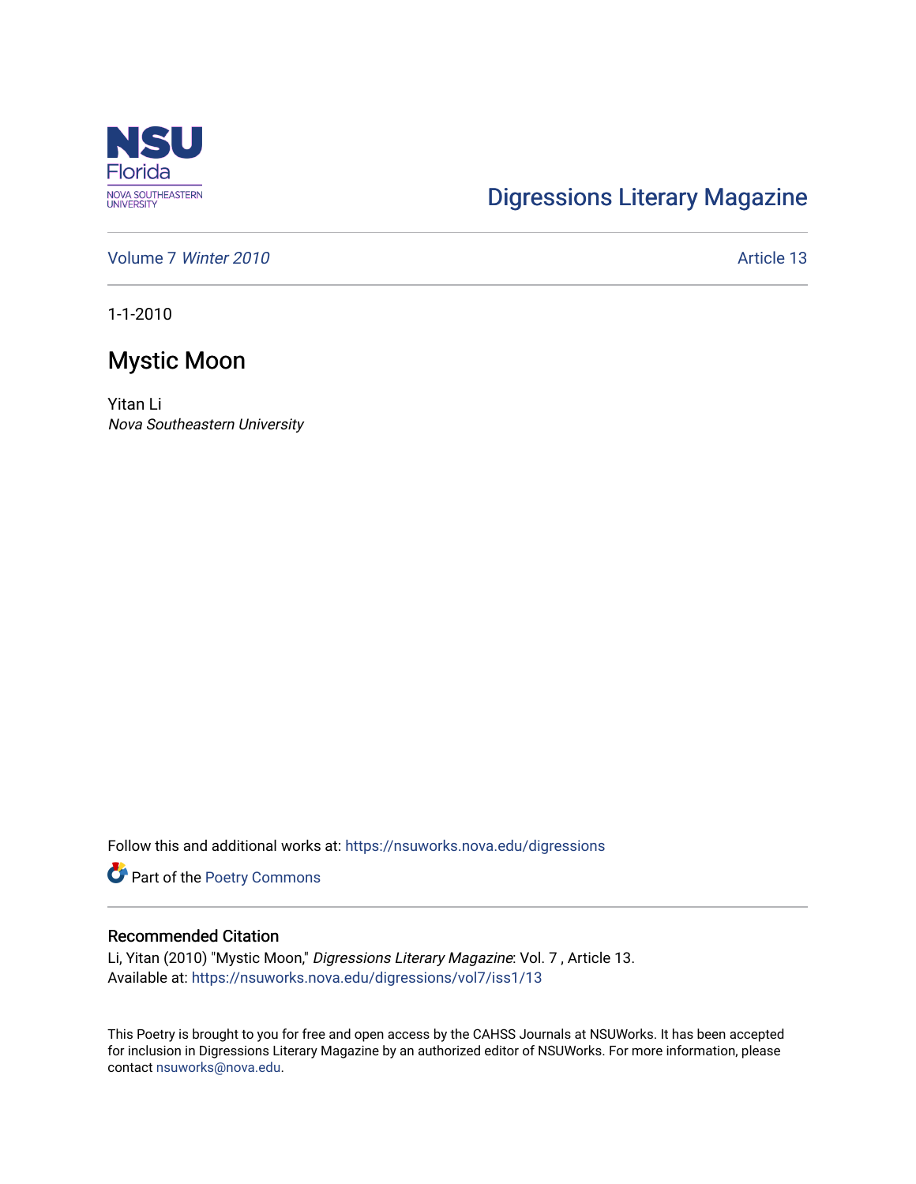Digressions Literary Magazine

Volume 7 *Winter 2010*

Article 13

1-1-2010

# Mystic Moon

Yitan Li
*Nova Southeastern University*

Follow this and additional works at: https://nsuworks.nova.edu/digressions

Part of the Poetry Commons

## Recommended Citation

Li, Yitan (2010) "Mystic Moon," *Digressions Literary Magazine*: Vol. 7 , Article 13.
Available at: https://nsuworks.nova.edu/digressions/vol7/iss1/13

This Poetry is brought to you for free and open access by the CAHSS Journals at NSUWorks. It has been accepted for inclusion in Digressions Literary Magazine by an authorized editor of NSUWorks. For more information, please contact nsuworks@nova.edu.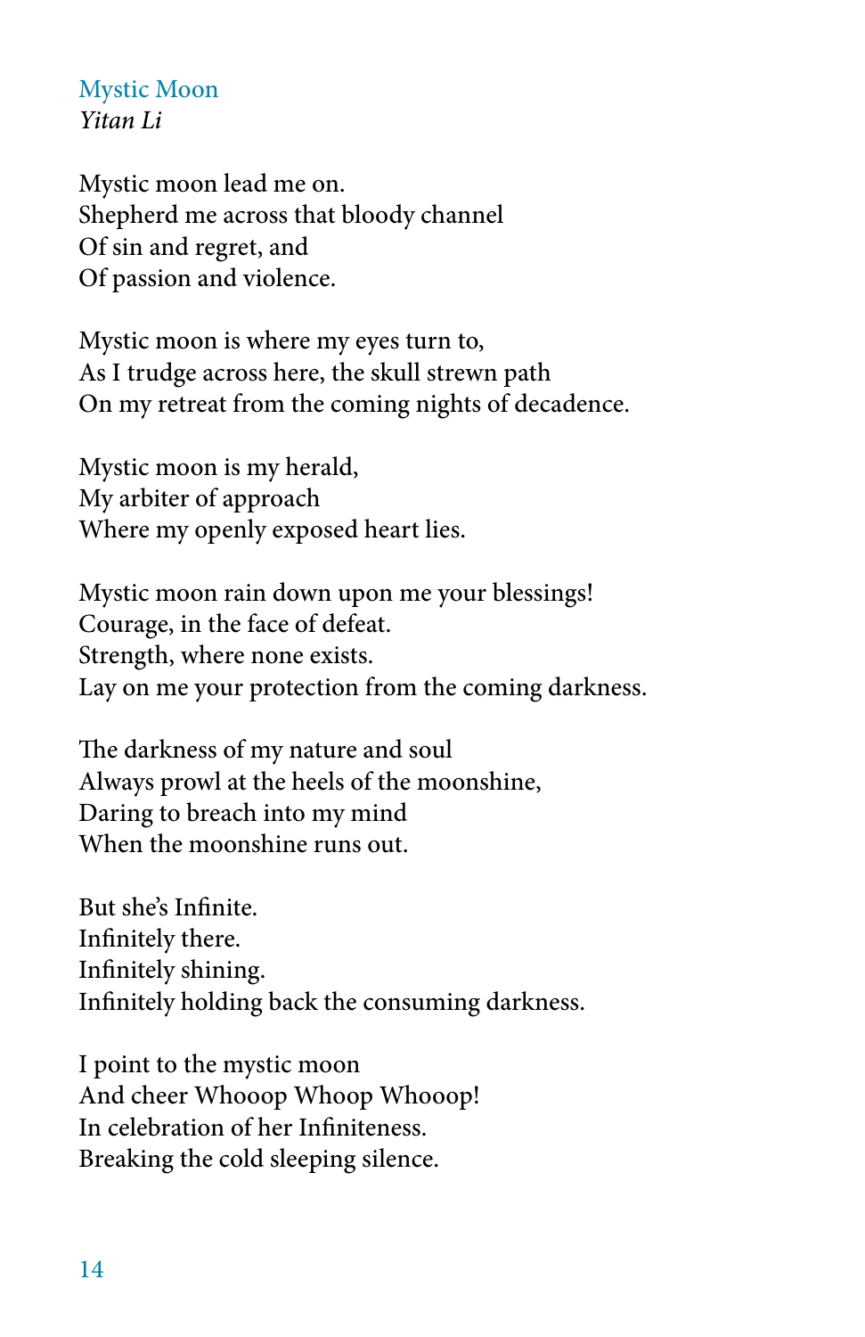## Mystic Moon

*Yitan Li*

Mystic moon lead me on.  
Shepherd me across that bloody channel  
Of sin and regret, and  
Of passion and violence.

Mystic moon is where my eyes turn to,  
As I trudge across here, the skull strewn path  
On my retreat from the coming nights of decadence.

Mystic moon is my herald,  
My arbiter of approach  
Where my openly exposed heart lies.

Mystic moon rain down upon me your blessings!  
Courage, in the face of defeat.  
Strength, where none exists.  
Lay on me your protection from the coming darkness.

The darkness of my nature and soul  
Always prowl at the heels of the moonshine,  
Daring to breach into my mind  
When the moonshine runs out.

But she's Infinite.  
Infinitely there.  
Infinitely shining.  
Infinitely holding back the consuming darkness.

I point to the mystic moon  
And cheer Whooop Whoop Whooop!  
In celebration of her Infiniteness.  
Breaking the cold sleeping silence.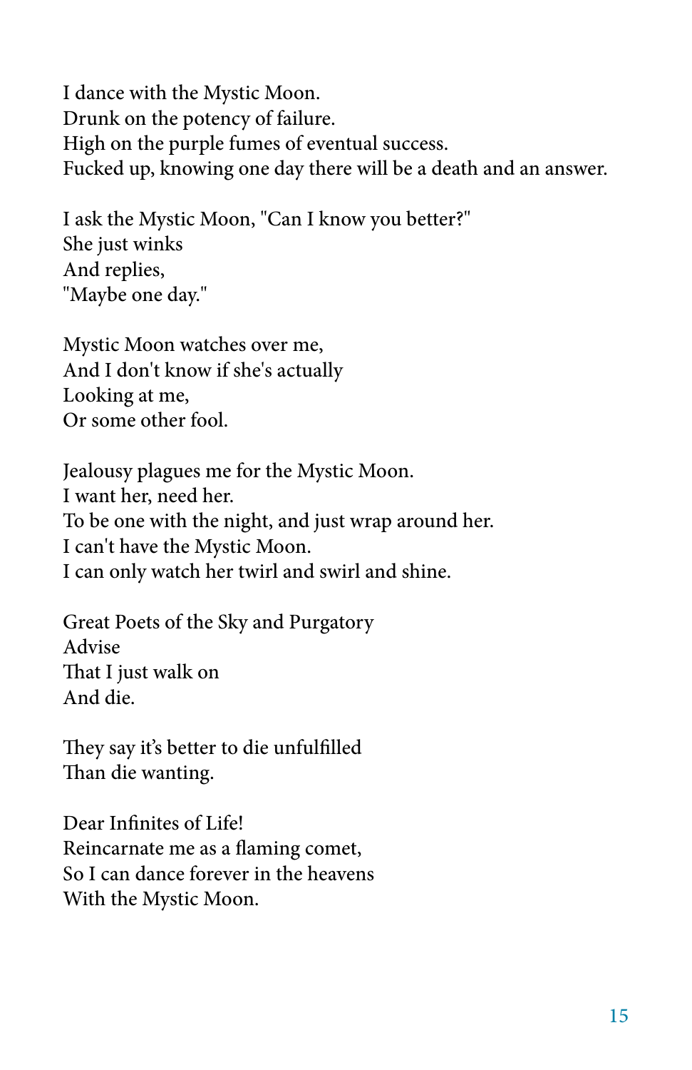I dance with the Mystic Moon.
Drunk on the potency of failure.
High on the purple fumes of eventual success.
Fucked up, knowing one day there will be a death and an answer.

I ask the Mystic Moon, "Can I know you better?"
She just winks
And replies,
"Maybe one day."

Mystic Moon watches over me,
And I don't know if she's actually
Looking at me,
Or some other fool.

Jealousy plagues me for the Mystic Moon.
I want her, need her.
To be one with the night, and just wrap around her.
I can't have the Mystic Moon.
I can only watch her twirl and swirl and shine.

Great Poets of the Sky and Purgatory
Advise
That I just walk on
And die.

They say it's better to die unfulfilled
Than die wanting.

Dear Infinites of Life!
Reincarnate me as a flaming comet,
So I can dance forever in the heavens
With the Mystic Moon.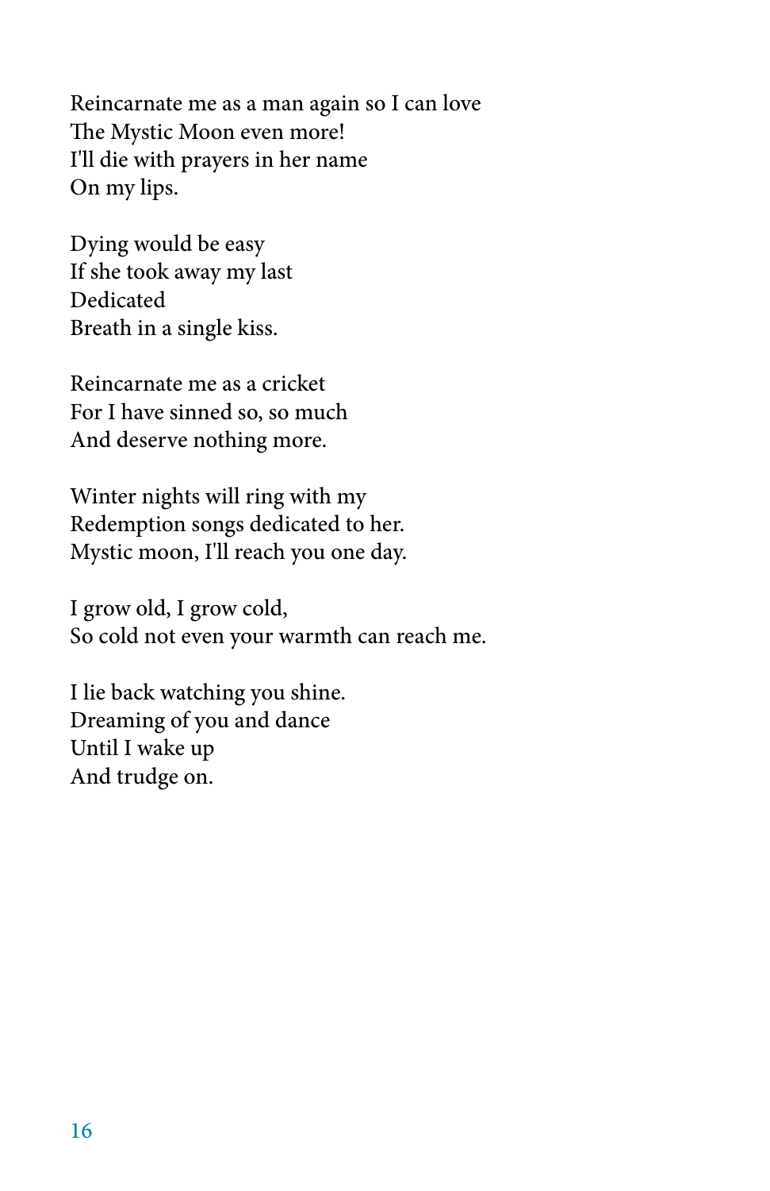Reincarnate me as a man again so I can love
The Mystic Moon even more!
I'll die with prayers in her name
On my lips.

Dying would be easy
If she took away my last
Dedicated
Breath in a single kiss.

Reincarnate me as a cricket
For I have sinned so, so much
And deserve nothing more.

Winter nights will ring with my
Redemption songs dedicated to her.
Mystic moon, I'll reach you one day.

I grow old, I grow cold,
So cold not even your warmth can reach me.

I lie back watching you shine.
Dreaming of you and dance
Until I wake up
And trudge on.